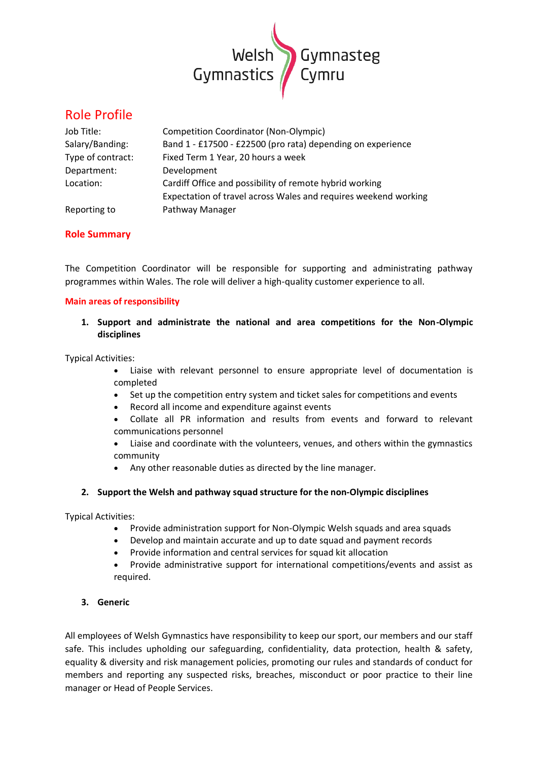Welsh Gymnastics Gymnasteg Cymru

# Role Profile

| | |
|---|---|
| Job Title: | Competition Coordinator (Non-Olympic) |
| Salary/Banding: | Band 1 - £17500 - £22500 (pro rata) depending on experience |
| Type of contract: | Fixed Term 1 Year, 20 hours a week |
| Department: | Development |
| Location: | Cardiff Office and possibility of remote hybrid working<br>Expectation of travel across Wales and requires weekend working |
| Reporting to | Pathway Manager |

## Role Summary

The Competition Coordinator will be responsible for supporting and administrating pathway programmes within Wales. The role will deliver a high-quality customer experience to all.

## Main areas of responsibility

1. **Support and administrate the national and area competitions for the Non-Olympic disciplines**

Typical Activities:

- Liaise with relevant personnel to ensure appropriate level of documentation is completed
- Set up the competition entry system and ticket sales for competitions and events
- Record all income and expenditure against events
- Collate all PR information and results from events and forward to relevant communications personnel
- Liaise and coordinate with the volunteers, venues, and others within the gymnastics community
- Any other reasonable duties as directed by the line manager.

2. **Support the Welsh and pathway squad structure for the non-Olympic disciplines**

Typical Activities:

- Provide administration support for Non-Olympic Welsh squads and area squads
- Develop and maintain accurate and up to date squad and payment records
- Provide information and central services for squad kit allocation
- Provide administrative support for international competitions/events and assist as required.

3. **Generic**

All employees of Welsh Gymnastics have responsibility to keep our sport, our members and our staff safe. This includes upholding our safeguarding, confidentiality, data protection, health & safety, equality & diversity and risk management policies, promoting our rules and standards of conduct for members and reporting any suspected risks, breaches, misconduct or poor practice to their line manager or Head of People Services.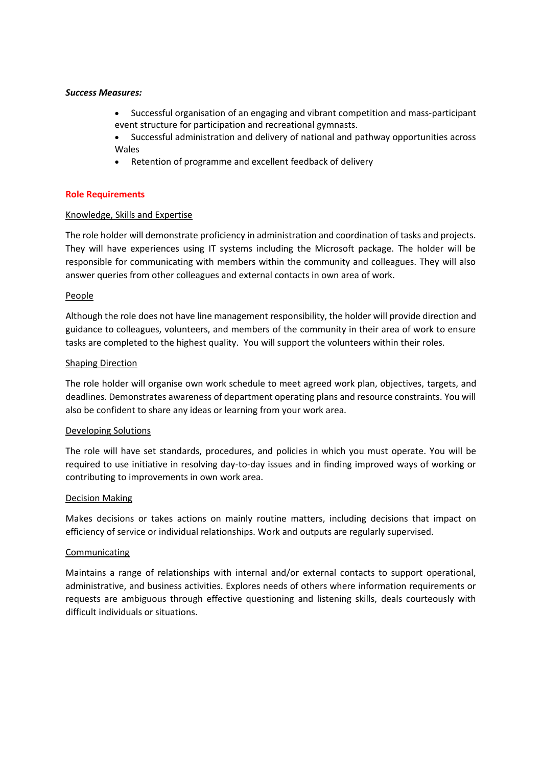***Success Measures:***

- Successful organisation of an engaging and vibrant competition and mass-participant event structure for participation and recreational gymnasts.
- Successful administration and delivery of national and pathway opportunities across Wales
- Retention of programme and excellent feedback of delivery

## Role Requirements

### Knowledge, Skills and Expertise

The role holder will demonstrate proficiency in administration and coordination of tasks and projects. They will have experiences using IT systems including the Microsoft package. The holder will be responsible for communicating with members within the community and colleagues. They will also answer queries from other colleagues and external contacts in own area of work.

### People

Although the role does not have line management responsibility, the holder will provide direction and guidance to colleagues, volunteers, and members of the community in their area of work to ensure tasks are completed to the highest quality. You will support the volunteers within their roles.

### Shaping Direction

The role holder will organise own work schedule to meet agreed work plan, objectives, targets, and deadlines. Demonstrates awareness of department operating plans and resource constraints. You will also be confident to share any ideas or learning from your work area.

### Developing Solutions

The role will have set standards, procedures, and policies in which you must operate. You will be required to use initiative in resolving day-to-day issues and in finding improved ways of working or contributing to improvements in own work area.

### Decision Making

Makes decisions or takes actions on mainly routine matters, including decisions that impact on efficiency of service or individual relationships. Work and outputs are regularly supervised.

### Communicating

Maintains a range of relationships with internal and/or external contacts to support operational, administrative, and business activities. Explores needs of others where information requirements or requests are ambiguous through effective questioning and listening skills, deals courteously with difficult individuals or situations.